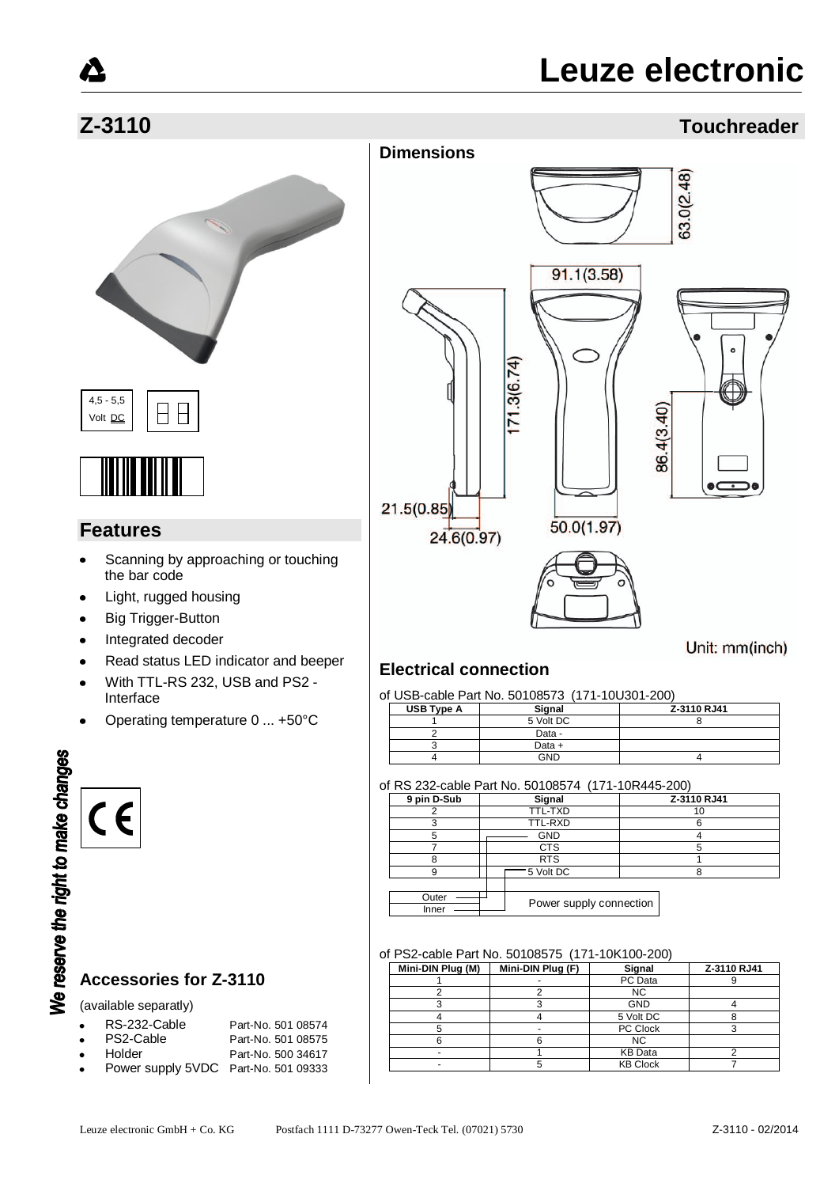# Leuze electronic

## Z-3110 Touchreader

4,5 - 5,5 Volt DC

## Features

- Scanning by approaching or touching the bar code
- Light, rugged housing
- Big Trigger-Button
- Integrated decoder
- Read status LED indicator and beeper
- With TTL-RS 232, USB and PS2 - Interface
- Operating temperature 0 ... +50°C

We reserve the right to make changes

### Accessories for Z-3110

(available separatly)

- RS-232-Cable Part-No. 501 08574
- PS2-Cable Part-No. 501 08575
- Holder Part-No. 500 34617
- Power supply 5VDC Part-No. 501 09333

## Dimensions

63.0(2.48)
91.1(3.58)
171.3(6.74)
86.4(3.40)
21.5(0.85)
24.6(0.97)
50.0(1.97)

Unit: mm(inch)

## Electrical connection

of USB-cable Part No. 50108573 (171-10U301-200)

| USB Type A | Signal | Z-3110 RJ41 |
|---|---|---|
| 1 | 5 Volt DC | 8 |
| 2 | Data - | |
| 3 | Data + | |
| 4 | GND | 4 |

of RS 232-cable Part No. 50108574 (171-10R445-200)

| 9 pin D-Sub | Signal | Z-3110 RJ41 |
|---|---|---|
| 2 | TTL-TXD | 10 |
| 3 | TTL-RXD | 6 |
| 5 | GND | 4 |
| 7 | CTS | 5 |
| 8 | RTS | 1 |
| 9 | 5 Volt DC | 8 |

| | |
|---|---|
| Outer | Power supply connection |
| Inner | |

of PS2-cable Part No. 50108575 (171-10K100-200)

| Mini-DIN Plug (M) | Mini-DIN Plug (F) | Signal | Z-3110 RJ41 |
|---|---|---|---|
| 1 | - | PC Data | 9 |
| 2 | 2 | NC | |
| 3 | 3 | GND | 4 |
| 4 | 4 | 5 Volt DC | 8 |
| 5 | - | PC Clock | 3 |
| 6 | 6 | NC | |
| - | 1 | KB Data | 2 |
| - | 5 | KB Clock | 7 |

Leuze electronic GmbH + Co. KG Postfach 1111 D-73277 Owen-Teck Tel. (07021) 5730 Z-3110 - 02/2014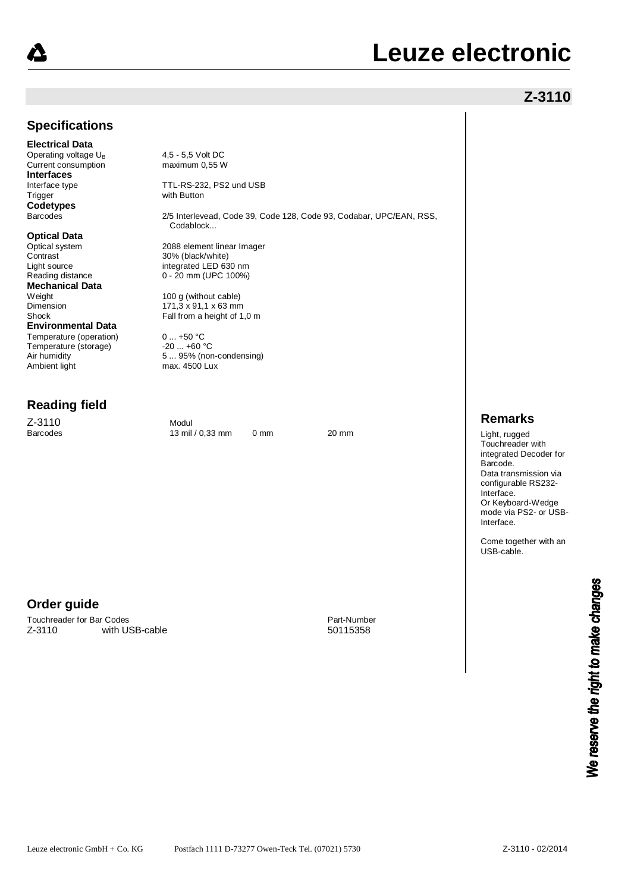# Leuze electronic

## Z-3110

## Specifications

**Electrical Data**

| | |
|---|---|
| Operating voltage $U_B$ | 4,5 - 5,5 Volt DC |
| Current consumption | maximum 0,55 W |
| **Interfaces** | |
| Interface type | TTL-RS-232, PS2 und USB |
| Trigger | with Button |
| **Codetypes** | |
| Barcodes | 2/5 Interlevead, Code 39, Code 128, Code 93, Codabar, UPC/EAN, RSS, Codablock... |
| **Optical Data** | |
| Optical system | 2088 element linear Imager |
| Contrast | 30% (black/white) |
| Light source | integrated LED 630 nm |
| Reading distance | 0 - 20 mm (UPC 100%) |
| **Mechanical Data** | |
| Weight | 100 g (without cable) |
| Dimension | 171,3 x 91,1 x 63 mm |
| Shock | Fall from a height of 1,0 m |
| **Environmental Data** | |
| Temperature (operation) | 0 ... +50 °C |
| Temperature (storage) | -20 ... +60 °C |
| Air humidity | 5 ... 95% (non-condensing) |
| Ambient light | max. 4500 Lux |

## Reading field

| Z-3110 | Modul | | |
|---|---|---|---|
| Barcodes | 13 mil / 0,33 mm | 0 mm | 20 mm |

## Remarks

Light, rugged Touchreader with integrated Decoder for Barcode.
Data transmission via configurable RS232-Interface.
Or Keyboard-Wedge mode via PS2- or USB-Interface.

Come together with an USB-cable.

## Order guide

| Touchreader for Bar Codes | | Part-Number |
|---|---|---|
| Z-3110 | with USB-cable | 50115358 |

*We reserve the right to make changes*

Leuze electronic GmbH + Co. KG Postfach 1111 D-73277 Owen-Teck Tel. (07021) 5730 Z-3110 - 02/2014